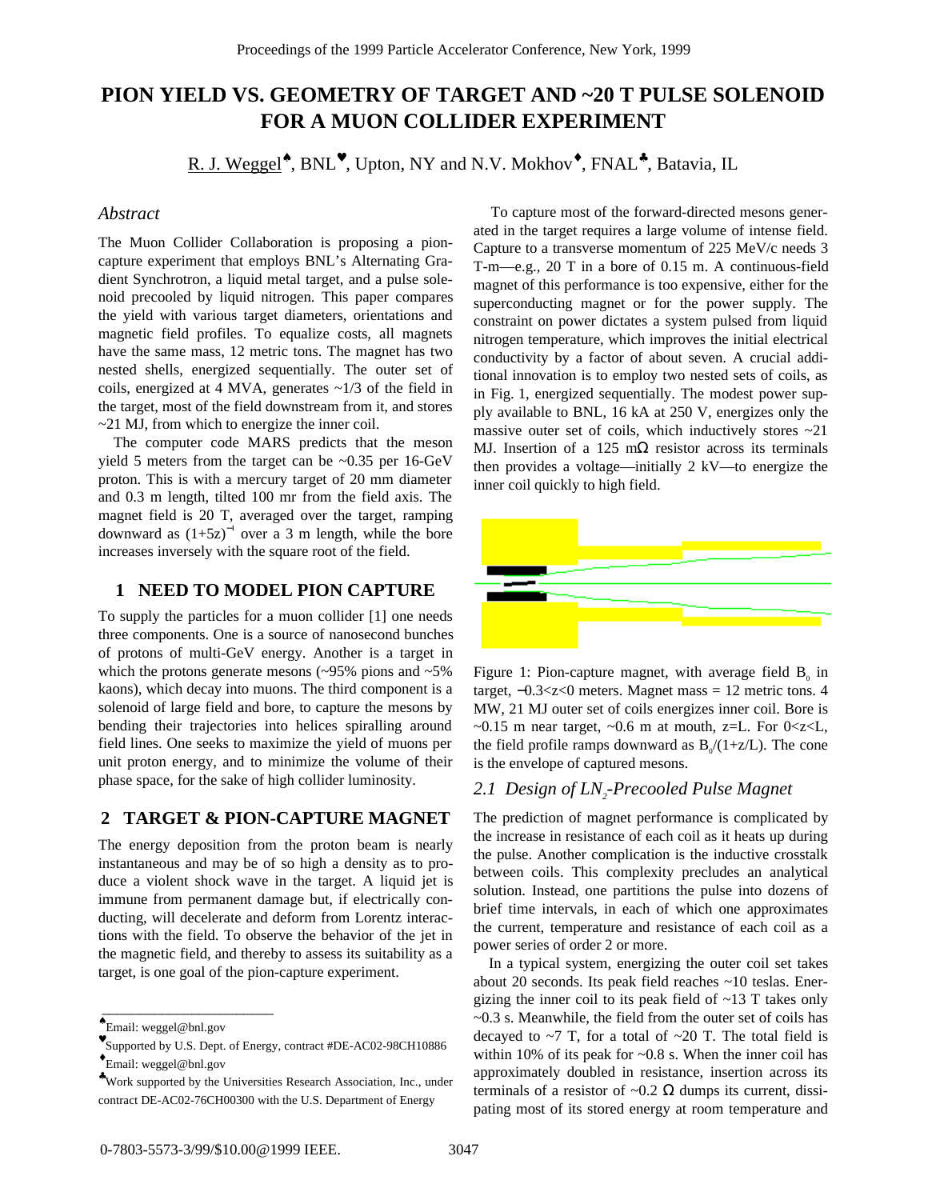# PION YIELD VS. GEOMETRY OF TARGET AND ~20 T PULSE SOLENOID FOR A MUON COLLIDER EXPERIMENT

R. J. Weggel[♠], BNL[♥], Upton, NY and N.V. Mokhov[♦], FNAL[♣], Batavia, IL

### *Abstract*

The Muon Collider Collaboration is proposing a pion-capture experiment that employs BNL's Alternating Gradient Synchrotron, a liquid metal target, and a pulse solenoid precooled by liquid nitrogen. This paper compares the yield with various target diameters, orientations and magnetic field profiles. To equalize costs, all magnets have the same mass, 12 metric tons. The magnet has two nested shells, energized sequentially. The outer set of coils, energized at 4 MVA, generates ~1/3 of the field in the target, most of the field downstream from it, and stores ~21 MJ, from which to energize the inner coil.

The computer code MARS predicts that the meson yield 5 meters from the target can be ~0.35 per 16-GeV proton. This is with a mercury target of 20 mm diameter and 0.3 m length, tilted 100 mr from the field axis. The magnet field is 20 T, averaged over the target, ramping downward as $(1+5z)^{-1}$ over a 3 m length, while the bore increases inversely with the square root of the field.

## 1 NEED TO MODEL PION CAPTURE

To supply the particles for a muon collider [1] one needs three components. One is a source of nanosecond bunches of protons of multi-GeV energy. Another is a target in which the protons generate mesons (~95% pions and ~5% kaons), which decay into muons. The third component is a solenoid of large field and bore, to capture the mesons by bending their trajectories into helices spiralling around field lines. One seeks to maximize the yield of muons per unit proton energy, and to minimize the volume of their phase space, for the sake of high collider luminosity.

## 2 TARGET & PION-CAPTURE MAGNET

The energy deposition from the proton beam is nearly instantaneous and may be of so high a density as to produce a violent shock wave in the target. A liquid jet is immune from permanent damage but, if electrically conducting, will decelerate and deform from Lorentz interactions with the field. To observe the behavior of the jet in the magnetic field, and thereby to assess its suitability as a target, is one goal of the pion-capture experiment.

To capture most of the forward-directed mesons generated in the target requires a large volume of intense field. Capture to a transverse momentum of 225 MeV/c needs 3 T-m—e.g., 20 T in a bore of 0.15 m. A continuous-field magnet of this performance is too expensive, either for the superconducting magnet or for the power supply. The constraint on power dictates a system pulsed from liquid nitrogen temperature, which improves the initial electrical conductivity by a factor of about seven. A crucial additional innovation is to employ two nested sets of coils, as in Fig. 1, energized sequentially. The modest power supply available to BNL, 16 kA at 250 V, energizes only the massive outer set of coils, which inductively stores ~21 MJ. Insertion of a 125 mΩ resistor across its terminals then provides a voltage—initially 2 kV—to energize the inner coil quickly to high field.

Figure 1: Pion-capture magnet, with average field $B_0$ in target, $-0.3<z<0$ meters. Magnet mass = 12 metric tons. 4 MW, 21 MJ outer set of coils energizes inner coil. Bore is ~0.15 m near target, ~0.6 m at mouth, z=L. For $0<z<L$, the field profile ramps downward as $B_0/(1+z/L)$. The cone is the envelope of captured mesons.

### *2.1 Design of $LN_2$-Precooled Pulse Magnet*

The prediction of magnet performance is complicated by the increase in resistance of each coil as it heats up during the pulse. Another complication is the inductive crosstalk between coils. This complexity precludes an analytical solution. Instead, one partitions the pulse into dozens of brief time intervals, in each of which one approximates the current, temperature and resistance of each coil as a power series of order 2 or more.

In a typical system, energizing the outer coil set takes about 20 seconds. Its peak field reaches ~10 teslas. Energizing the inner coil to its peak field of ~13 T takes only ~0.3 s. Meanwhile, the field from the outer set of coils has decayed to ~7 T, for a total of ~20 T. The total field is within 10% of its peak for ~0.8 s. When the inner coil has approximately doubled in resistance, insertion across its terminals of a resistor of ~0.2 Ω dumps its current, dissipating most of its stored energy at room temperature and

---

[♠] Email: weggel@bnl.gov

[♥] Supported by U.S. Dept. of Energy, contract #DE-AC02-98CH10886

[♦] Email: weggel@bnl.gov

[♣] Work supported by the Universities Research Association, Inc., under contract DE-AC02-76CH00300 with the U.S. Department of Energy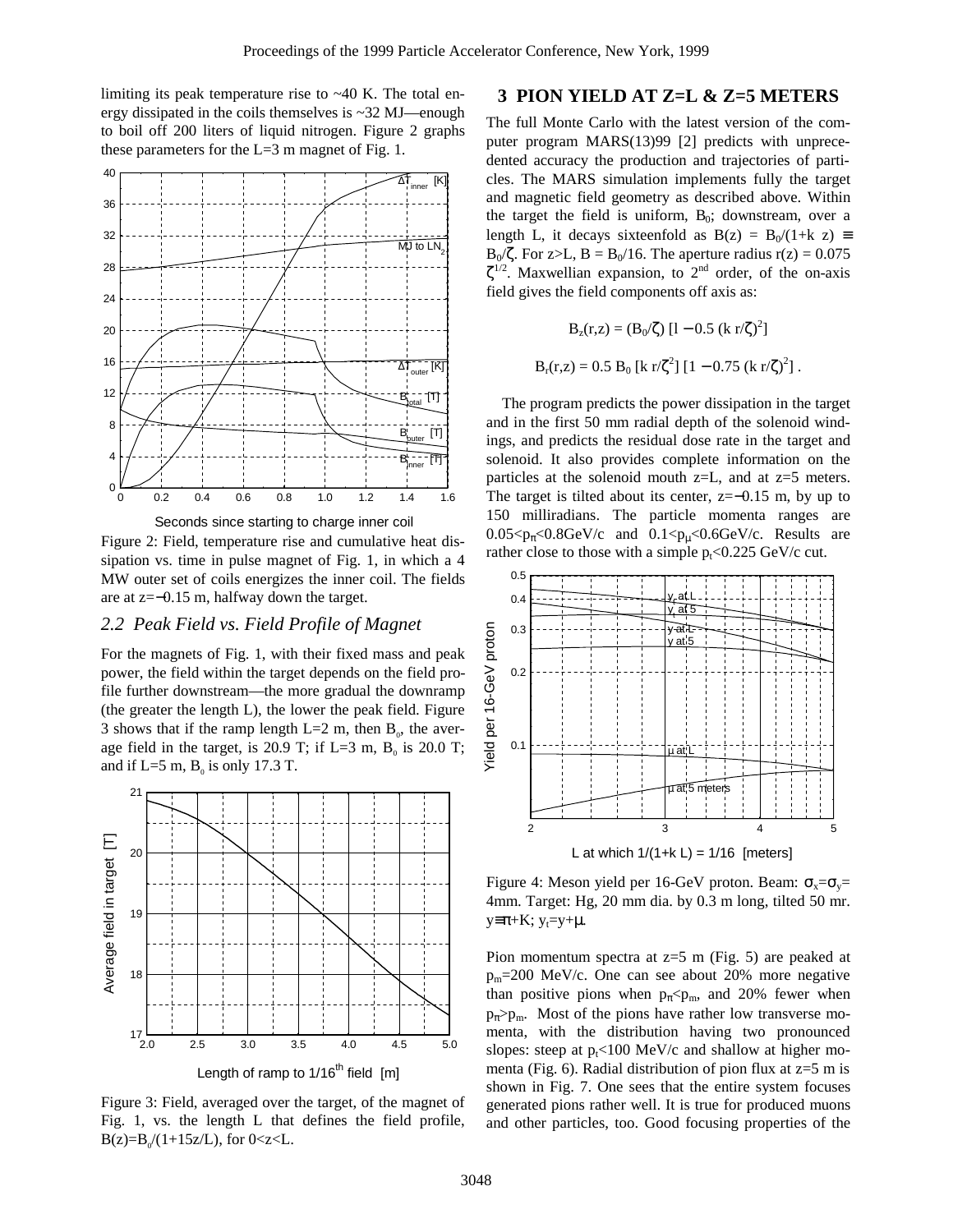limiting its peak temperature rise to ~40 K. The total energy dissipated in the coils themselves is ~32 MJ—enough to boil off 200 liters of liquid nitrogen. Figure 2 graphs these parameters for the L=3 m magnet of Fig. 1.

Figure 2: Field, temperature rise and cumulative heat dissipation vs. time in pulse magnet of Fig. 1, in which a 4 MW outer set of coils energizes the inner coil. The fields are at z=−0.15 m, halfway down the target.

### 2.2 Peak Field vs. Field Profile of Magnet

For the magnets of Fig. 1, with their fixed mass and peak power, the field within the target depends on the field profile further downstream—the more gradual the downramp (the greater the length L), the lower the peak field. Figure 3 shows that if the ramp length L=2 m, then $B_0$, the average field in the target, is 20.9 T; if L=3 m, $B_0$ is 20.0 T; and if L=5 m, $B_0$ is only 17.3 T.

Figure 3: Field, averaged over the target, of the magnet of Fig. 1, vs. the length L that defines the field profile, $B(z)=B_0/(1+15z/L)$, for $0<z<L$.

## 3 PION YIELD AT Z=L & Z=5 METERS

The full Monte Carlo with the latest version of the computer program MARS(13)99 [2] predicts with unprecedented accuracy the production and trajectories of particles. The MARS simulation implements fully the target and magnetic field geometry as described above. Within the target the field is uniform, $B_0$; downstream, over a length L, it decays sixteenfold as $B(z) = B_0/(1+k\,z) \equiv B_0/\zeta$. For z>L, $B = B_0/16$. The aperture radius $r(z) = 0.075\,\zeta^{1/2}$. Maxwellian expansion, to 2[nd] order, of the on-axis field gives the field components off axis as:

$$B_z(r,z) = (B_0/\zeta)\,[1 - 0.5\,(k\,r/\zeta)^2]$$

$$B_r(r,z) = 0.5\,B_0\,[k\,r/\zeta^2]\,[1 - 0.75\,(k\,r/\zeta)^2]\,.$$

The program predicts the power dissipation in the target and in the first 50 mm radial depth of the solenoid windings, and predicts the residual dose rate in the target and solenoid. It also provides complete information on the particles at the solenoid mouth z=L, and at z=5 meters. The target is tilted about its center, z=−0.15 m, by up to 150 milliradians. The particle momenta ranges are $0.05<p_\pi<0.8$GeV/c and $0.1<p_\mu<0.6$GeV/c. Results are rather close to those with a simple $p_t<0.225$ GeV/c cut.

Figure 4: Meson yield per 16-GeV proton. Beam: $\sigma_x=\sigma_y=$ 4mm. Target: Hg, 20 mm dia. by 0.3 m long, tilted 50 mr. $y\equiv\pi+K$; $y_t=y+\mu$.

Pion momentum spectra at z=5 m (Fig. 5) are peaked at $p_m$=200 MeV/c. One can see about 20% more negative than positive pions when $p_\pi<p_m$, and 20% fewer when $p_\pi>p_m$. Most of the pions have rather low transverse momenta, with the distribution having two pronounced slopes: steep at $p_t$<100 MeV/c and shallow at higher momenta (Fig. 6). Radial distribution of pion flux at z=5 m is shown in Fig. 7. One sees that the entire system focuses generated pions rather well. It is true for produced muons and other particles, too. Good focusing properties of the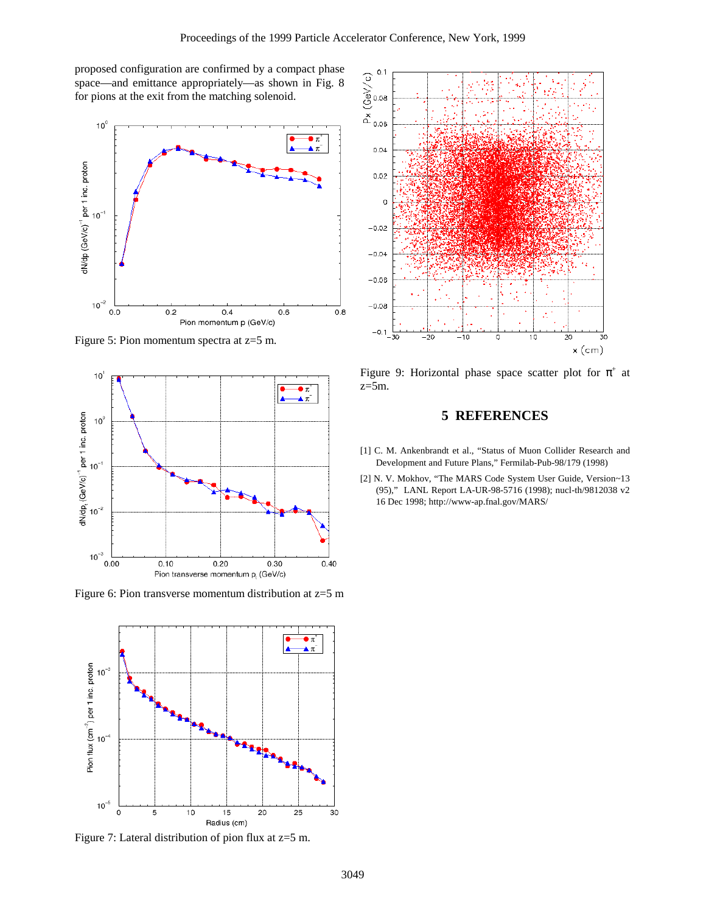proposed configuration are confirmed by a compact phase space—and emittance appropriately—as shown in Fig. 8 for pions at the exit from the matching solenoid.

$10^0$
$10^{-1}$
$10^{-2}$
dN/dp (GeV/c)$^{-1}$ per 1 inc. proton
0.0 0.2 0.4 0.6 0.8
Pion momentum p (GeV/c)
$\pi^+$
$\pi^-$

Figure 5: Pion momentum spectra at z=5 m.

$10^1$
$10^0$
$10^{-1}$
$10^{-2}$
$10^{-3}$
dN/dp$_t$ (GeV/c)$^{-1}$ per 1 inc. proton
0.00 0.10 0.20 0.30 0.40
Pion transverse momentum p$_t$ (GeV/c)
$\pi^+$
$\pi^-$

Figure 6: Pion transverse momentum distribution at z=5 m

$10^{-3}$
$10^{-4}$
$10^{-5}$
Pion flux (cm$^{-2}$) per 1 inc. proton
0 5 10 15 20 25 30
Radius (cm)
$\pi^+$
$\pi^-$

Figure 7: Lateral distribution of pion flux at z=5 m.

Px (GeV/c)
0.1 0.08 0.06 0.04 0.02 0 −0.02 −0.04 −0.06 −0.08 −0.1
−30 −20 −10 0 10 20 30
x (cm)

Figure 9: Horizontal phase space scatter plot for $\pi^+$ at z=5m.

## 5 REFERENCES

[1] C. M. Ankenbrandt et al., "Status of Muon Collider Research and Development and Future Plans," Fermilab-Pub-98/179 (1998)

[2] N. V. Mokhov, "The MARS Code System User Guide, Version~13 (95)," LANL Report LA-UR-98-5716 (1998); nucl-th/9812038 v2 16 Dec 1998; http://www-ap.fnal.gov/MARS/